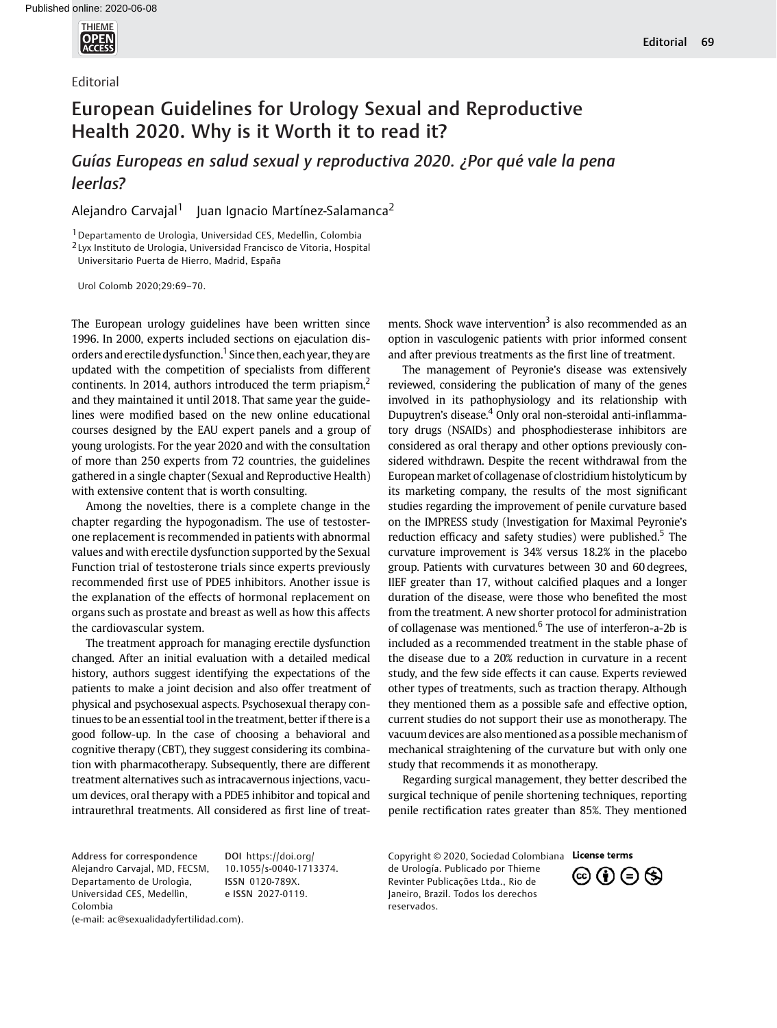Editorial

# European Guidelines for Urology Sexual and Reproductive Health 2020. Why is it Worth it to read it?

## *Guías Europeas en salud sexual y reproductiva 2020. ¿Por qué vale la pena leerlas?*

Alejandro Carvajal[1] Juan Ignacio Martínez-Salamanca[2]

[1] Departamento de Urologìa, Universidad CES, Medellìn, Colombia
[2] Lyx Instituto de Urologia, Universidad Francisco de Vitoria, Hospital Universitario Puerta de Hierro, Madrid, España

Urol Colomb 2020;29:69–70.

The European urology guidelines have been written since 1996. In 2000, experts included sections on ejaculation disorders and erectile dysfunction.[1] Since then, each year, they are updated with the competition of specialists from different continents. In 2014, authors introduced the term priapism,[2] and they maintained it until 2018. That same year the guidelines were modified based on the new online educational courses designed by the EAU expert panels and a group of young urologists. For the year 2020 and with the consultation of more than 250 experts from 72 countries, the guidelines gathered in a single chapter (Sexual and Reproductive Health) with extensive content that is worth consulting.

Among the novelties, there is a complete change in the chapter regarding the hypogonadism. The use of testosterone replacement is recommended in patients with abnormal values and with erectile dysfunction supported by the Sexual Function trial of testosterone trials since experts previously recommended first use of PDE5 inhibitors. Another issue is the explanation of the effects of hormonal replacement on organs such as prostate and breast as well as how this affects the cardiovascular system.

The treatment approach for managing erectile dysfunction changed. After an initial evaluation with a detailed medical history, authors suggest identifying the expectations of the patients to make a joint decision and also offer treatment of physical and psychosexual aspects. Psychosexual therapy continues to be an essential tool in the treatment, better if there is a good follow-up. In the case of choosing a behavioral and cognitive therapy (CBT), they suggest considering its combination with pharmacotherapy. Subsequently, there are different treatment alternatives such as intracavernous injections, vacuum devices, oral therapy with a PDE5 inhibitor and topical and intraurethral treatments. All considered as first line of treatments. Shock wave intervention[3] is also recommended as an option in vasculogenic patients with prior informed consent and after previous treatments as the first line of treatment.

The management of Peyronie's disease was extensively reviewed, considering the publication of many of the genes involved in its pathophysiology and its relationship with Dupuytren's disease.[4] Only oral non-steroidal anti-inflammatory drugs (NSAIDs) and phosphodiesterase inhibitors are considered as oral therapy and other options previously considered withdrawn. Despite the recent withdrawal from the European market of collagenase of clostridium histolyticum by its marketing company, the results of the most significant studies regarding the improvement of penile curvature based on the IMPRESS study (Investigation for Maximal Peyronie's reduction efficacy and safety studies) were published.[5] The curvature improvement is 34% versus 18.2% in the placebo group. Patients with curvatures between 30 and 60 degrees, IIEF greater than 17, without calcified plaques and a longer duration of the disease, were those who benefited the most from the treatment. A new shorter protocol for administration of collagenase was mentioned.[6] The use of interferon-a-2b is included as a recommended treatment in the stable phase of the disease due to a 20% reduction in curvature in a recent study, and the few side effects it can cause. Experts reviewed other types of treatments, such as traction therapy. Although they mentioned them as a possible safe and effective option, current studies do not support their use as monotherapy. The vacuum devices are also mentioned as a possible mechanism of mechanical straightening of the curvature but with only one study that recommends it as monotherapy.

Regarding surgical management, they better described the surgical technique of penile shortening techniques, reporting penile rectification rates greater than 85%. They mentioned

**Address for correspondence** Alejandro Carvajal, MD, FECSM, Departamento de Urologìa, Universidad CES, Medellìn, Colombia (e-mail: ac@sexualidadyfertilidad.com).

**DOI** https://doi.org/10.1055/s-0040-1713374.
**ISSN** 0120-789X.
**e ISSN** 2027-0119.

Copyright © 2020, Sociedad Colombiana de Urología. Publicado por Thieme Revinter Publicações Ltda., Rio de Janeiro, Brazil. Todos los derechos reservados.

**License terms**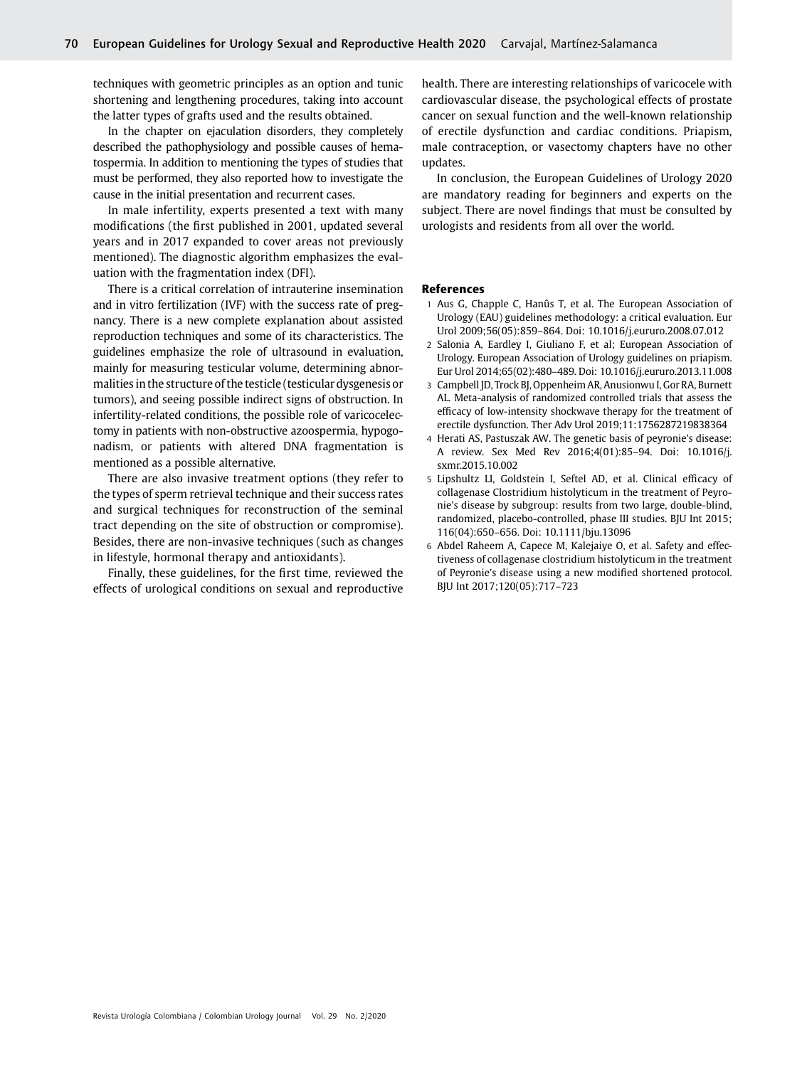techniques with geometric principles as an option and tunic shortening and lengthening procedures, taking into account the latter types of grafts used and the results obtained.

In the chapter on ejaculation disorders, they completely described the pathophysiology and possible causes of hematospermia. In addition to mentioning the types of studies that must be performed, they also reported how to investigate the cause in the initial presentation and recurrent cases.

In male infertility, experts presented a text with many modifications (the first published in 2001, updated several years and in 2017 expanded to cover areas not previously mentioned). The diagnostic algorithm emphasizes the evaluation with the fragmentation index (DFI).

There is a critical correlation of intrauterine insemination and in vitro fertilization (IVF) with the success rate of pregnancy. There is a new complete explanation about assisted reproduction techniques and some of its characteristics. The guidelines emphasize the role of ultrasound in evaluation, mainly for measuring testicular volume, determining abnormalities in the structure of the testicle (testicular dysgenesis or tumors), and seeing possible indirect signs of obstruction. In infertility-related conditions, the possible role of varicocelectomy in patients with non-obstructive azoospermia, hypogonadism, or patients with altered DNA fragmentation is mentioned as a possible alternative.

There are also invasive treatment options (they refer to the types of sperm retrieval technique and their success rates and surgical techniques for reconstruction of the seminal tract depending on the site of obstruction or compromise). Besides, there are non-invasive techniques (such as changes in lifestyle, hormonal therapy and antioxidants).

Finally, these guidelines, for the first time, reviewed the effects of urological conditions on sexual and reproductive health. There are interesting relationships of varicocele with cardiovascular disease, the psychological effects of prostate cancer on sexual function and the well-known relationship of erectile dysfunction and cardiac conditions. Priapism, male contraception, or vasectomy chapters have no other updates.

In conclusion, the European Guidelines of Urology 2020 are mandatory reading for beginners and experts on the subject. There are novel findings that must be consulted by urologists and residents from all over the world.

## References

1. Aus G, Chapple C, Hanûs T, et al. The European Association of Urology (EAU) guidelines methodology: a critical evaluation. Eur Urol 2009;56(05):859–864. Doi: 10.1016/j.eururo.2008.07.012
2. Salonia A, Eardley I, Giuliano F, et al; European Association of Urology. European Association of Urology guidelines on priapism. Eur Urol 2014;65(02):480–489. Doi: 10.1016/j.eururo.2013.11.008
3. Campbell JD, Trock BJ, Oppenheim AR, Anusionwu I, Gor RA, Burnett AL. Meta-analysis of randomized controlled trials that assess the efficacy of low-intensity shockwave therapy for the treatment of erectile dysfunction. Ther Adv Urol 2019;11:1756287219838364
4. Herati AS, Pastuszak AW. The genetic basis of peyronie's disease: A review. Sex Med Rev 2016;4(01):85–94. Doi: 10.1016/j.sxmr.2015.10.002
5. Lipshultz LI, Goldstein I, Seftel AD, et al. Clinical efficacy of collagenase Clostridium histolyticum in the treatment of Peyronie's disease by subgroup: results from two large, double-blind, randomized, placebo-controlled, phase III studies. BJU Int 2015; 116(04):650–656. Doi: 10.1111/bju.13096
6. Abdel Raheem A, Capece M, Kalejaiye O, et al. Safety and effectiveness of collagenase clostridium histolyticum in the treatment of Peyronie's disease using a new modified shortened protocol. BJU Int 2017;120(05):717–723